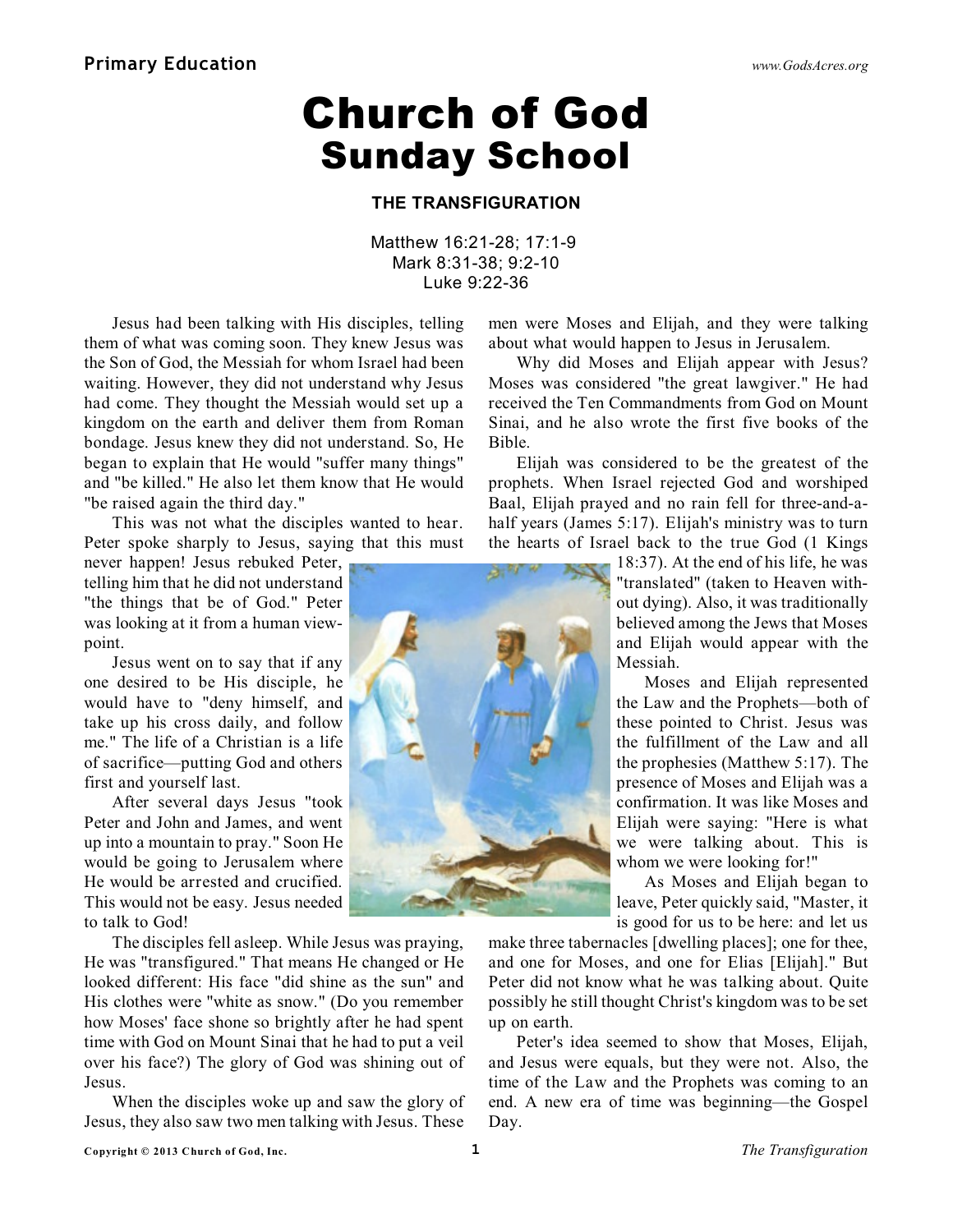# Church of God
## Sunday School

### THE TRANSFIGURATION

Matthew 16:21-28; 17:1-9
Mark 8:31-38; 9:2-10
Luke 9:22-36

Jesus had been talking with His disciples, telling them of what was coming soon. They knew Jesus was the Son of God, the Messiah for whom Israel had been waiting. However, they did not understand why Jesus had come. They thought the Messiah would set up a kingdom on the earth and deliver them from Roman bondage. Jesus knew they did not understand. So, He began to explain that He would "suffer many things" and "be killed." He also let them know that He would "be raised again the third day."

This was not what the disciples wanted to hear. Peter spoke sharply to Jesus, saying that this must never happen! Jesus rebuked Peter, telling him that he did not understand "the things that be of God." Peter was looking at it from a human viewpoint.

Jesus went on to say that if any one desired to be His disciple, he would have to "deny himself, and take up his cross daily, and follow me." The life of a Christian is a life of sacrifice—putting God and others first and yourself last.

After several days Jesus "took Peter and John and James, and went up into a mountain to pray." Soon He would be going to Jerusalem where He would be arrested and crucified. This would not be easy. Jesus needed to talk to God!

The disciples fell asleep. While Jesus was praying, He was "transfigured." That means He changed or He looked different: His face "did shine as the sun" and His clothes were "white as snow." (Do you remember how Moses' face shone so brightly after he had spent time with God on Mount Sinai that he had to put a veil over his face?) The glory of God was shining out of Jesus.

When the disciples woke up and saw the glory of Jesus, they also saw two men talking with Jesus. These men were Moses and Elijah, and they were talking about what would happen to Jesus in Jerusalem.

Why did Moses and Elijah appear with Jesus? Moses was considered "the great lawgiver." He had received the Ten Commandments from God on Mount Sinai, and he also wrote the first five books of the Bible.

Elijah was considered to be the greatest of the prophets. When Israel rejected God and worshiped Baal, Elijah prayed and no rain fell for three-and-a-half years (James 5:17). Elijah's ministry was to turn the hearts of Israel back to the true God (1 Kings 18:37). At the end of his life, he was "translated" (taken to Heaven without dying). Also, it was traditionally believed among the Jews that Moses and Elijah would appear with the Messiah.

Moses and Elijah represented the Law and the Prophets—both of these pointed to Christ. Jesus was the fulfillment of the Law and all the prophesies (Matthew 5:17). The presence of Moses and Elijah was a confirmation. It was like Moses and Elijah were saying: "Here is what we were talking about. This is whom we were looking for!"

As Moses and Elijah began to leave, Peter quickly said, "Master, it is good for us to be here: and let us make three tabernacles [dwelling places]; one for thee, and one for Moses, and one for Elias [Elijah]." But Peter did not know what he was talking about. Quite possibly he still thought Christ's kingdom was to be set up on earth.

Peter's idea seemed to show that Moses, Elijah, and Jesus were equals, but they were not. Also, the time of the Law and the Prophets was coming to an end. A new era of time was beginning—the Gospel Day.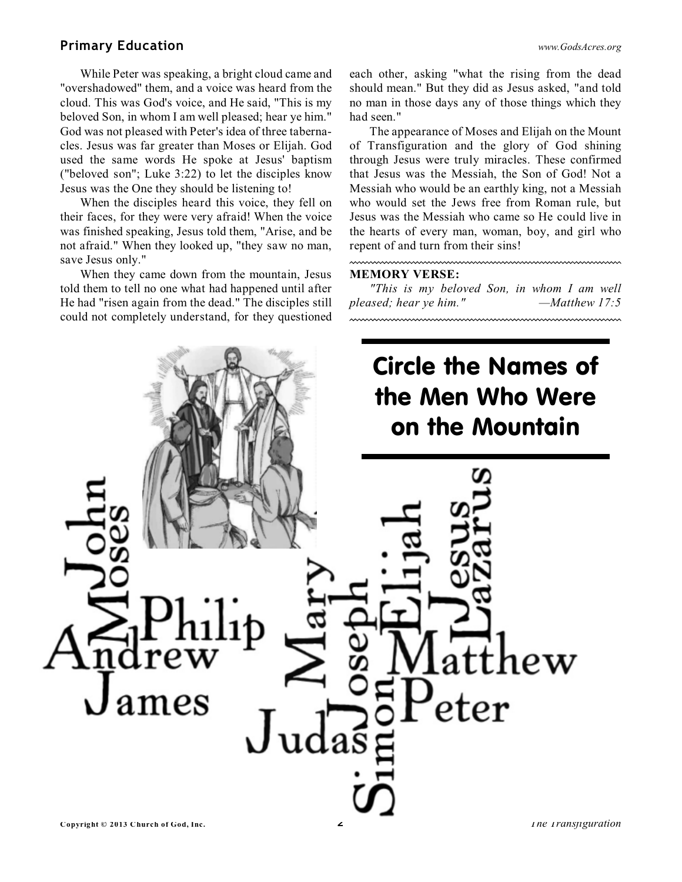While Peter was speaking, a bright cloud came and "overshadowed" them, and a voice was heard from the cloud. This was God's voice, and He said, "This is my beloved Son, in whom I am well pleased; hear ye him." God was not pleased with Peter's idea of three tabernacles. Jesus was far greater than Moses or Elijah. God used the same words He spoke at Jesus' baptism ("beloved son"; Luke 3:22) to let the disciples know Jesus was the One they should be listening to!

When the disciples heard this voice, they fell on their faces, for they were very afraid! When the voice was finished speaking, Jesus told them, "Arise, and be not afraid." When they looked up, "they saw no man, save Jesus only."

When they came down from the mountain, Jesus told them to tell no one what had happened until after He had "risen again from the dead." The disciples still could not completely understand, for they questioned each other, asking "what the rising from the dead should mean." But they did as Jesus asked, "and told no man in those days any of those things which they had seen."

The appearance of Moses and Elijah on the Mount of Transfiguration and the glory of God shining through Jesus were truly miracles. These confirmed that Jesus was the Messiah, the Son of God! Not a Messiah who would be an earthly king, not a Messiah who would set the Jews free from Roman rule, but Jesus was the Messiah who came so He could live in the hearts of every man, woman, boy, and girl who repent of and turn from their sins!

**MEMORY VERSE:**

*"This is my beloved Son, in whom I am well pleased; hear ye him."* —*Matthew 17:5*

## Circle the Names of the Men Who Were on the Mountain

John
Moses
M
Philip
Andrew
James
Mary
Judas
Joseph
Simon
Elijah
Jesus
Lazarus
Matthew
Peter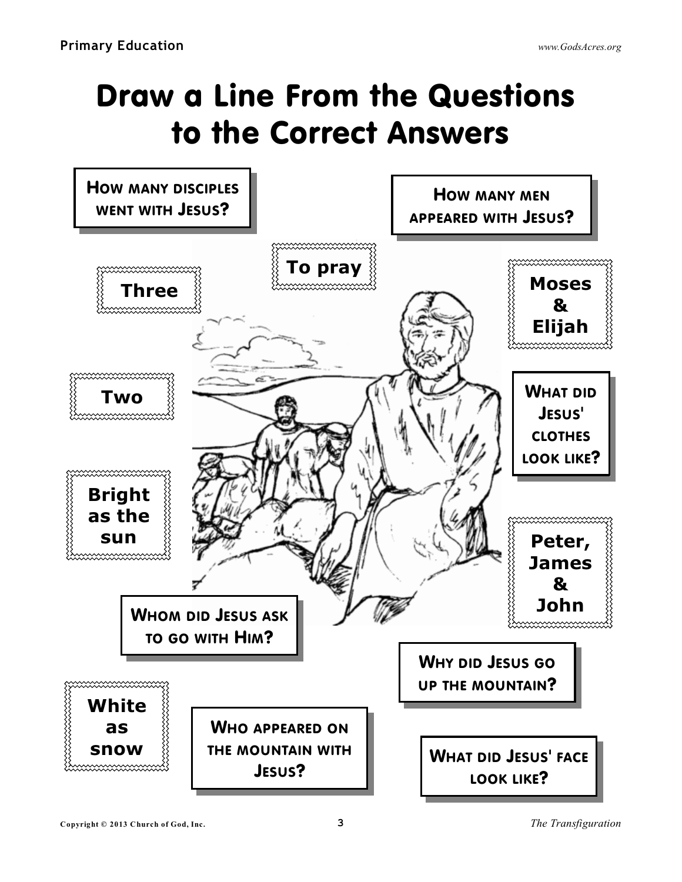# Draw a Line From the Questions to the Correct Answers

HOW MANY DISCIPLES WENT WITH JESUS?

HOW MANY MEN APPEARED WITH JESUS?

To pray

Three

Moses & Elijah

Two

WHAT DID JESUS' CLOTHES LOOK LIKE?

Bright as the sun

Peter, James & John

WHOM DID JESUS ASK TO GO WITH HIM?

WHY DID JESUS GO UP THE MOUNTAIN?

White as snow

WHO APPEARED ON THE MOUNTAIN WITH JESUS?

WHAT DID JESUS' FACE LOOK LIKE?